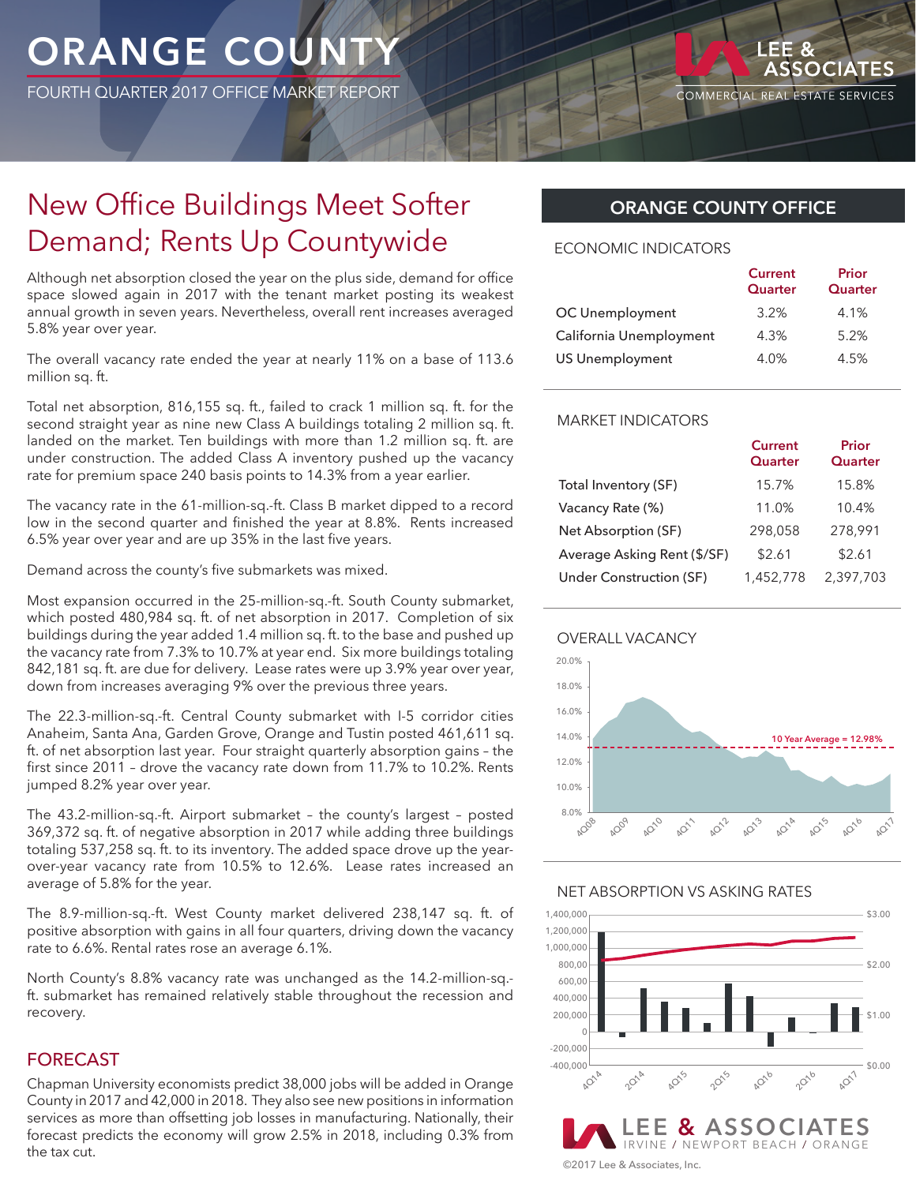# ORANGE COUNTY

FOURTH QUARTER 2017 OFFICE MARKET REPORT

LEE & ASSOCIATES
COMMERCIAL REAL ESTATE SERVICES

## New Office Buildings Meet Softer Demand; Rents Up Countywide

Although net absorption closed the year on the plus side, demand for office space slowed again in 2017 with the tenant market posting its weakest annual growth in seven years. Nevertheless, overall rent increases averaged 5.8% year over year.

The overall vacancy rate ended the year at nearly 11% on a base of 113.6 million sq. ft.

Total net absorption, 816,155 sq. ft., failed to crack 1 million sq. ft. for the second straight year as nine new Class A buildings totaling 2 million sq. ft. landed on the market. Ten buildings with more than 1.2 million sq. ft. are under construction. The added Class A inventory pushed up the vacancy rate for premium space 240 basis points to 14.3% from a year earlier.

The vacancy rate in the 61-million-sq.-ft. Class B market dipped to a record low in the second quarter and finished the year at 8.8%. Rents increased 6.5% year over year and are up 35% in the last five years.

Demand across the county's five submarkets was mixed.

Most expansion occurred in the 25-million-sq.-ft. South County submarket, which posted 480,984 sq. ft. of net absorption in 2017. Completion of six buildings during the year added 1.4 million sq. ft. to the base and pushed up the vacancy rate from 7.3% to 10.7% at year end. Six more buildings totaling 842,181 sq. ft. are due for delivery. Lease rates were up 3.9% year over year, down from increases averaging 9% over the previous three years.

The 22.3-million-sq.-ft. Central County submarket with I-5 corridor cities Anaheim, Santa Ana, Garden Grove, Orange and Tustin posted 461,611 sq. ft. of net absorption last year. Four straight quarterly absorption gains – the first since 2011 – drove the vacancy rate down from 11.7% to 10.2%. Rents jumped 8.2% year over year.

The 43.2-million-sq.-ft. Airport submarket – the county's largest – posted 369,372 sq. ft. of negative absorption in 2017 while adding three buildings totaling 537,258 sq. ft. to its inventory. The added space drove up the year-over-year vacancy rate from 10.5% to 12.6%. Lease rates increased an average of 5.8% for the year.

The 8.9-million-sq.-ft. West County market delivered 238,147 sq. ft. of positive absorption with gains in all four quarters, driving down the vacancy rate to 6.6%. Rental rates rose an average 6.1%.

North County's 8.8% vacancy rate was unchanged as the 14.2-million-sq.-ft. submarket has remained relatively stable throughout the recession and recovery.

### FORECAST

Chapman University economists predict 38,000 jobs will be added in Orange County in 2017 and 42,000 in 2018. They also see new positions in information services as more than offsetting job losses in manufacturing. Nationally, their forecast predicts the economy will grow 2.5% in 2018, including 0.3% from the tax cut.

## ORANGE COUNTY OFFICE

### ECONOMIC INDICATORS

| | Current Quarter | Prior Quarter |
|---|---|---|
| OC Unemployment | 3.2% | 4.1% |
| California Unemployment | 4.3% | 5.2% |
| US Unemployment | 4.0% | 4.5% |

### MARKET INDICATORS

| | Current Quarter | Prior Quarter |
|---|---|---|
| Total Inventory (SF) | 15.7% | 15.8% |
| Vacancy Rate (%) | 11.0% | 10.4% |
| Net Absorption (SF) | 298,058 | 278,991 |
| Average Asking Rent ($/SF) | $2.61 | $2.61 |
| Under Construction (SF) | 1,452,778 | 2,397,703 |

### OVERALL VACANCY

10 Year Average = 12.98%

### NET ABSORPTION VS ASKING RATES

LEE & ASSOCIATES
IRVINE / NEWPORT BEACH / ORANGE

©2017 Lee & Associates, Inc.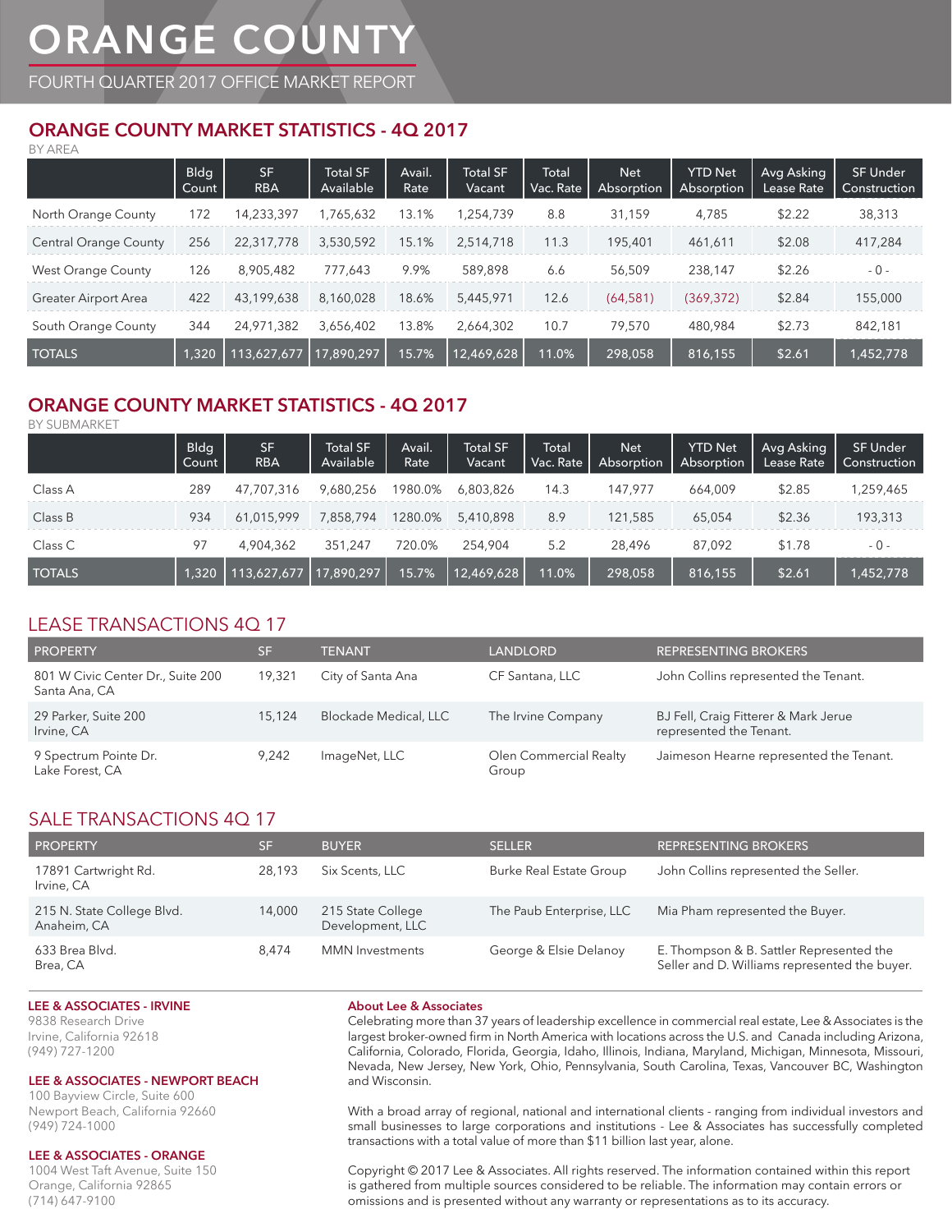# ORANGE COUNTY

FOURTH QUARTER 2017 OFFICE MARKET REPORT

## ORANGE COUNTY MARKET STATISTICS - 4Q 2017

BY AREA

| | Bldg Count | SF RBA | Total SF Available | Avail. Rate | Total SF Vacant | Total Vac. Rate | Net Absorption | YTD Net Absorption | Avg Asking Lease Rate | SF Under Construction |
|---|---|---|---|---|---|---|---|---|---|---|
| North Orange County | 172 | 14,233,397 | 1,765,632 | 13.1% | 1,254,739 | 8.8 | 31,159 | 4,785 | $2.22 | 38,313 |
| Central Orange County | 256 | 22,317,778 | 3,530,592 | 15.1% | 2,514,718 | 11.3 | 195,401 | 461,611 | $2.08 | 417,284 |
| West Orange County | 126 | 8,905,482 | 777,643 | 9.9% | 589,898 | 6.6 | 56,509 | 238,147 | $2.26 | - 0 - |
| Greater Airport Area | 422 | 43,199,638 | 8,160,028 | 18.6% | 5,445,971 | 12.6 | (64,581) | (369,372) | $2.84 | 155,000 |
| South Orange County | 344 | 24,971,382 | 3,656,402 | 13.8% | 2,664,302 | 10.7 | 79,570 | 480,984 | $2.73 | 842,181 |
| TOTALS | 1,320 | 113,627,677 | 17,890,297 | 15.7% | 12,469,628 | 11.0% | 298,058 | 816,155 | $2.61 | 1,452,778 |

## ORANGE COUNTY MARKET STATISTICS - 4Q 2017

BY SUBMARKET

| | Bldg Count | SF RBA | Total SF Available | Avail. Rate | Total SF Vacant | Total Vac. Rate | Net Absorption | YTD Net Absorption | Avg Asking Lease Rate | SF Under Construction |
|---|---|---|---|---|---|---|---|---|---|---|
| Class A | 289 | 47,707,316 | 9,680,256 | 1980.0% | 6,803,826 | 14.3 | 147,977 | 664,009 | $2.85 | 1,259,465 |
| Class B | 934 | 61,015,999 | 7,858,794 | 1280.0% | 5,410,898 | 8.9 | 121,585 | 65,054 | $2.36 | 193,313 |
| Class C | 97 | 4,904,362 | 351,247 | 720.0% | 254,904 | 5.2 | 28,496 | 87,092 | $1.78 | - 0 - |
| TOTALS | 1,320 | 113,627,677 | 17,890,297 | 15.7% | 12,469,628 | 11.0% | 298,058 | 816,155 | $2.61 | 1,452,778 |

## LEASE TRANSACTIONS 4Q 17

| PROPERTY | SF | TENANT | LANDLORD | REPRESENTING BROKERS |
|---|---|---|---|---|
| 801 W Civic Center Dr., Suite 200 Santa Ana, CA | 19,321 | City of Santa Ana | CF Santana, LLC | John Collins represented the Tenant. |
| 29 Parker, Suite 200 Irvine, CA | 15,124 | Blockade Medical, LLC | The Irvine Company | BJ Fell, Craig Fitterer & Mark Jerue represented the Tenant. |
| 9 Spectrum Pointe Dr. Lake Forest, CA | 9,242 | ImageNet, LLC | Olen Commercial Realty Group | Jaimeson Hearne represented the Tenant. |

## SALE TRANSACTIONS 4Q 17

| PROPERTY | SF | BUYER | SELLER | REPRESENTING BROKERS |
|---|---|---|---|---|
| 17891 Cartwright Rd. Irvine, CA | 28,193 | Six Scents, LLC | Burke Real Estate Group | John Collins represented the Seller. |
| 215 N. State College Blvd. Anaheim, CA | 14,000 | 215 State College Development, LLC | The Paub Enterprise, LLC | Mia Pham represented the Buyer. |
| 633 Brea Blvd. Brea, CA | 8,474 | MMN Investments | George & Elsie Delanoy | E. Thompson & B. Sattler Represented the Seller and D. Williams represented the buyer. |

**LEE & ASSOCIATES - IRVINE**
9838 Research Drive
Irvine, California 92618
(949) 727-1200

**LEE & ASSOCIATES - NEWPORT BEACH**
100 Bayview Circle, Suite 600
Newport Beach, California 92660
(949) 724-1000

**LEE & ASSOCIATES - ORANGE**
1004 West Taft Avenue, Suite 150
Orange, California 92865
(714) 647-9100

**About Lee & Associates**

Celebrating more than 37 years of leadership excellence in commercial real estate, Lee & Associates is the largest broker-owned firm in North America with locations across the U.S. and Canada including Arizona, California, Colorado, Florida, Georgia, Idaho, Illinois, Indiana, Maryland, Michigan, Minnesota, Missouri, Nevada, New Jersey, New York, Ohio, Pennsylvania, South Carolina, Texas, Vancouver BC, Washington and Wisconsin.

With a broad array of regional, national and international clients - ranging from individual investors and small businesses to large corporations and institutions - Lee & Associates has successfully completed transactions with a total value of more than $11 billion last year, alone.

Copyright © 2017 Lee & Associates. All rights reserved. The information contained within this report is gathered from multiple sources considered to be reliable. The information may contain errors or omissions and is presented without any warranty or representations as to its accuracy.